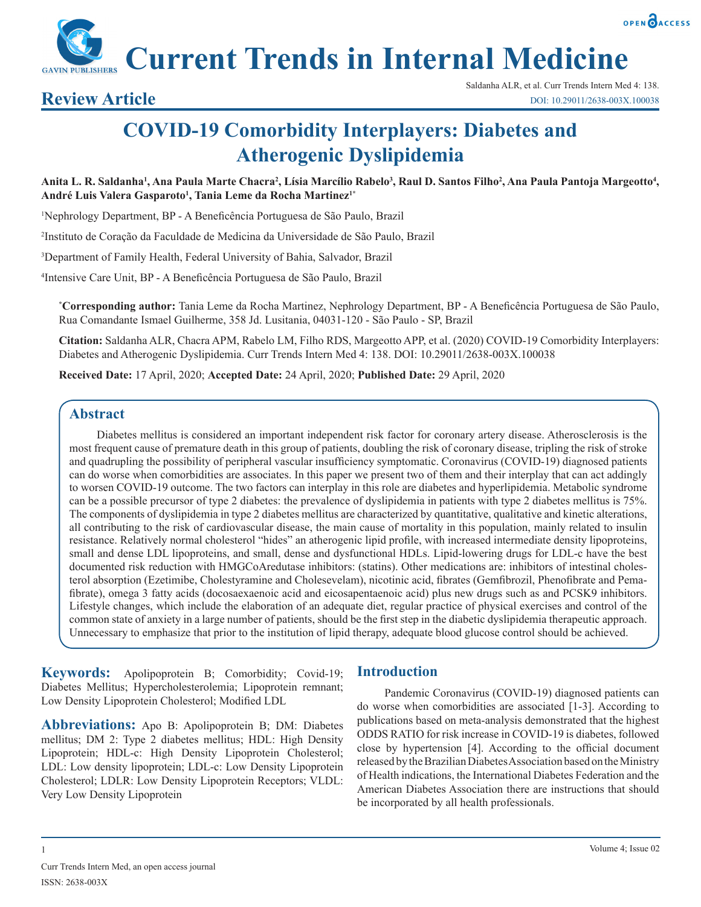# Current Trends in Internal Medicine

## Review Article

# COVID-19 Comorbidity Interplayers: Diabetes and Atherogenic Dyslipidemia

**Anita L. R. Saldanha[1], Ana Paula Marte Chacra[2], Lísia Marcílio Rabelo[3], Raul D. Santos Filho[2], Ana Paula Pantoja Margeotto[4], André Luis Valera Gasparoto[1], Tania Leme da Rocha Martinez[1*]**

[1]Nephrology Department, BP - A Beneficência Portuguesa de São Paulo, Brazil

[2]Instituto de Coração da Faculdade de Medicina da Universidade de São Paulo, Brazil

[3]Department of Family Health, Federal University of Bahia, Salvador, Brazil

[4]Intensive Care Unit, BP - A Beneficência Portuguesa de São Paulo, Brazil

**[*]Corresponding author:** Tania Leme da Rocha Martinez, Nephrology Department, BP - A Beneficência Portuguesa de São Paulo, Rua Comandante Ismael Guilherme, 358 Jd. Lusitania, 04031-120 - São Paulo - SP, Brazil

**Citation:** Saldanha ALR, Chacra APM, Rabelo LM, Filho RDS, Margeotto APP, et al. (2020) COVID-19 Comorbidity Interplayers: Diabetes and Atherogenic Dyslipidemia. Curr Trends Intern Med 4: 138. DOI: 10.29011/2638-003X.100038

**Received Date:** 17 April, 2020; **Accepted Date:** 24 April, 2020; **Published Date:** 29 April, 2020

## Abstract

Diabetes mellitus is considered an important independent risk factor for coronary artery disease. Atherosclerosis is the most frequent cause of premature death in this group of patients, doubling the risk of coronary disease, tripling the risk of stroke and quadrupling the possibility of peripheral vascular insufficiency symptomatic. Coronavirus (COVID-19) diagnosed patients can do worse when comorbidities are associates. In this paper we present two of them and their interplay that can act addingly to worsen COVID-19 outcome. The two factors can interplay in this role are diabetes and hyperlipidemia. Metabolic syndrome can be a possible precursor of type 2 diabetes: the prevalence of dyslipidemia in patients with type 2 diabetes mellitus is 75%. The components of dyslipidemia in type 2 diabetes mellitus are characterized by quantitative, qualitative and kinetic alterations, all contributing to the risk of cardiovascular disease, the main cause of mortality in this population, mainly related to insulin resistance. Relatively normal cholesterol "hides" an atherogenic lipid profile, with increased intermediate density lipoproteins, small and dense LDL lipoproteins, and small, dense and dysfunctional HDLs. Lipid-lowering drugs for LDL-c have the best documented risk reduction with HMGCoAredutase inhibitors: (statins). Other medications are: inhibitors of intestinal cholesterol absorption (Ezetimibe, Cholestyramine and Cholesevelam), nicotinic acid, fibrates (Gemfibrozil, Phenofibrate and Pemafibrate), omega 3 fatty acids (docosaexaenoic acid and eicosapentaenoic acid) plus new drugs such as and PCSK9 inhibitors. Lifestyle changes, which include the elaboration of an adequate diet, regular practice of physical exercises and control of the common state of anxiety in a large number of patients, should be the first step in the diabetic dyslipidemia therapeutic approach. Unnecessary to emphasize that prior to the institution of lipid therapy, adequate blood glucose control should be achieved.

**Keywords:** Apolipoprotein B; Comorbidity; Covid-19; Diabetes Mellitus; Hypercholesterolemia; Lipoprotein remnant; Low Density Lipoprotein Cholesterol; Modified LDL

**Abbreviations:** Apo B: Apolipoprotein B; DM: Diabetes mellitus; DM 2: Type 2 diabetes mellitus; HDL: High Density Lipoprotein; HDL-c: High Density Lipoprotein Cholesterol; LDL: Low density lipoprotein; LDL-c: Low Density Lipoprotein Cholesterol; LDLR: Low Density Lipoprotein Receptors; VLDL: Very Low Density Lipoprotein

## Introduction

Pandemic Coronavirus (COVID-19) diagnosed patients can do worse when comorbidities are associated [1-3]. According to publications based on meta-analysis demonstrated that the highest ODDS RATIO for risk increase in COVID-19 is diabetes, followed close by hypertension [4]. According to the official document released by the Brazilian Diabetes Association based on the Ministry of Health indications, the International Diabetes Federation and the American Diabetes Association there are instructions that should be incorporated by all health professionals.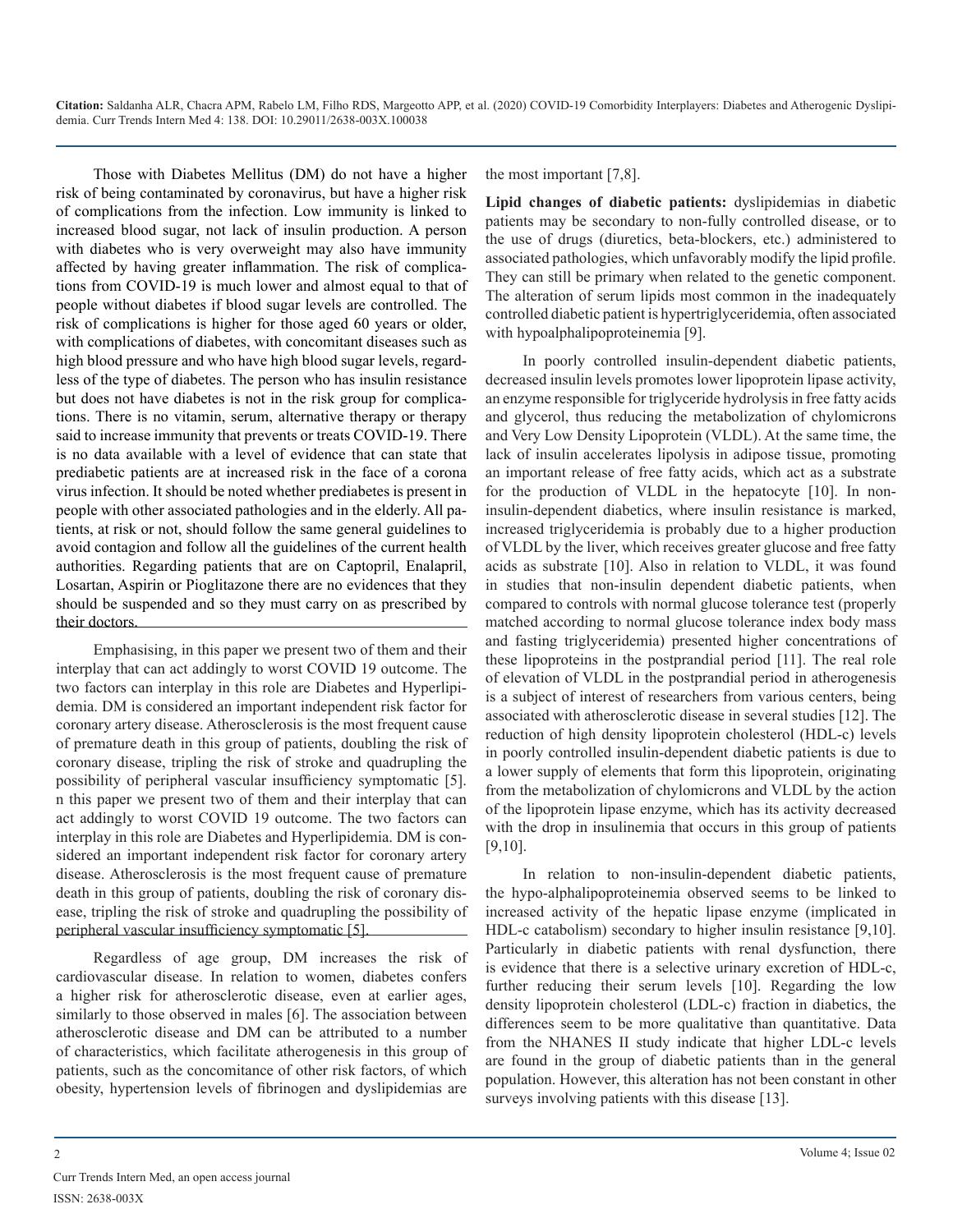Those with Diabetes Mellitus (DM) do not have a higher risk of being contaminated by coronavirus, but have a higher risk of complications from the infection. Low immunity is linked to increased blood sugar, not lack of insulin production. A person with diabetes who is very overweight may also have immunity affected by having greater inflammation. The risk of complications from COVID-19 is much lower and almost equal to that of people without diabetes if blood sugar levels are controlled. The risk of complications is higher for those aged 60 years or older, with complications of diabetes, with concomitant diseases such as high blood pressure and who have high blood sugar levels, regardless of the type of diabetes. The person who has insulin resistance but does not have diabetes is not in the risk group for complications. There is no vitamin, serum, alternative therapy or therapy said to increase immunity that prevents or treats COVID-19. There is no data available with a level of evidence that can state that prediabetic patients are at increased risk in the face of a corona virus infection. It should be noted whether prediabetes is present in people with other associated pathologies and in the elderly. All patients, at risk or not, should follow the same general guidelines to avoid contagion and follow all the guidelines of the current health authorities. Regarding patients that are on Captopril, Enalapril, Losartan, Aspirin or Pioglitazone there are no evidences that they should be suspended and so they must carry on as prescribed by their doctors.

Emphasising, in this paper we present two of them and their interplay that can act addingly to worst COVID 19 outcome. The two factors can interplay in this role are Diabetes and Hyperlipidemia. DM is considered an important independent risk factor for coronary artery disease. Atherosclerosis is the most frequent cause of premature death in this group of patients, doubling the risk of coronary disease, tripling the risk of stroke and quadrupling the possibility of peripheral vascular insufficiency symptomatic [5]. n this paper we present two of them and their interplay that can act addingly to worst COVID 19 outcome. The two factors can interplay in this role are Diabetes and Hyperlipidemia. DM is considered an important independent risk factor for coronary artery disease. Atherosclerosis is the most frequent cause of premature death in this group of patients, doubling the risk of coronary disease, tripling the risk of stroke and quadrupling the possibility of peripheral vascular insufficiency symptomatic [5].

Regardless of age group, DM increases the risk of cardiovascular disease. In relation to women, diabetes confers a higher risk for atherosclerotic disease, even at earlier ages, similarly to those observed in males [6]. The association between atherosclerotic disease and DM can be attributed to a number of characteristics, which facilitate atherogenesis in this group of patients, such as the concomitance of other risk factors, of which obesity, hypertension levels of fibrinogen and dyslipidemias are the most important [7,8].

**Lipid changes of diabetic patients:** dyslipidemias in diabetic patients may be secondary to non-fully controlled disease, or to the use of drugs (diuretics, beta-blockers, etc.) administered to associated pathologies, which unfavorably modify the lipid profile. They can still be primary when related to the genetic component. The alteration of serum lipids most common in the inadequately controlled diabetic patient is hypertriglyceridemia, often associated with hypoalphalipoproteinemia [9].

In poorly controlled insulin-dependent diabetic patients, decreased insulin levels promotes lower lipoprotein lipase activity, an enzyme responsible for triglyceride hydrolysis in free fatty acids and glycerol, thus reducing the metabolization of chylomicrons and Very Low Density Lipoprotein (VLDL). At the same time, the lack of insulin accelerates lipolysis in adipose tissue, promoting an important release of free fatty acids, which act as a substrate for the production of VLDL in the hepatocyte [10]. In non-insulin-dependent diabetics, where insulin resistance is marked, increased triglyceridemia is probably due to a higher production of VLDL by the liver, which receives greater glucose and free fatty acids as substrate [10]. Also in relation to VLDL, it was found in studies that non-insulin dependent diabetic patients, when compared to controls with normal glucose tolerance test (properly matched according to normal glucose tolerance index body mass and fasting triglyceridemia) presented higher concentrations of these lipoproteins in the postprandial period [11]. The real role of elevation of VLDL in the postprandial period in atherogenesis is a subject of interest of researchers from various centers, being associated with atherosclerotic disease in several studies [12]. The reduction of high density lipoprotein cholesterol (HDL-c) levels in poorly controlled insulin-dependent diabetic patients is due to a lower supply of elements that form this lipoprotein, originating from the metabolization of chylomicrons and VLDL by the action of the lipoprotein lipase enzyme, which has its activity decreased with the drop in insulinemia that occurs in this group of patients [9,10].

In relation to non-insulin-dependent diabetic patients, the hypo-alphalipoproteinemia observed seems to be linked to increased activity of the hepatic lipase enzyme (implicated in HDL-c catabolism) secondary to higher insulin resistance [9,10]. Particularly in diabetic patients with renal dysfunction, there is evidence that there is a selective urinary excretion of HDL-c, further reducing their serum levels [10]. Regarding the low density lipoprotein cholesterol (LDL-c) fraction in diabetics, the differences seem to be more qualitative than quantitative. Data from the NHANES II study indicate that higher LDL-c levels are found in the group of diabetic patients than in the general population. However, this alteration has not been constant in other surveys involving patients with this disease [13].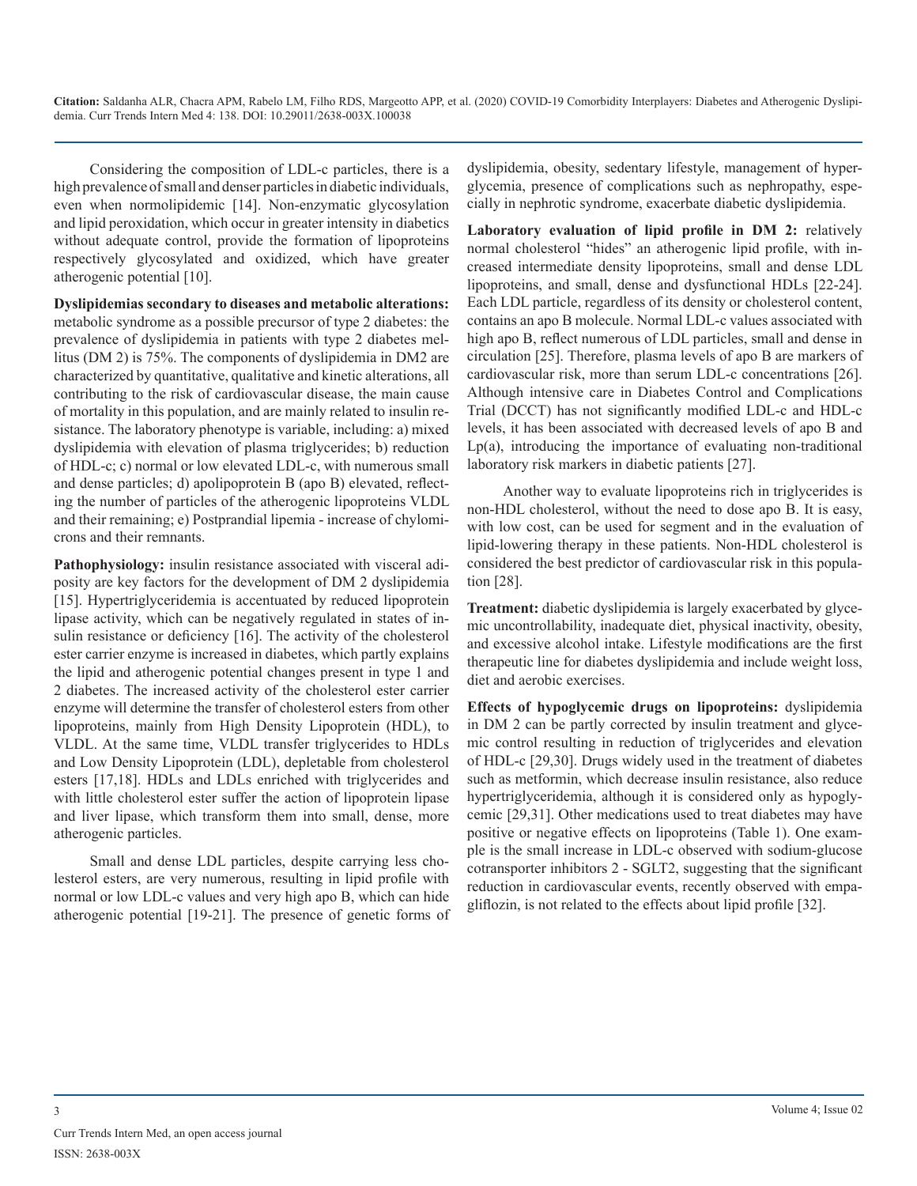Considering the composition of LDL-c particles, there is a high prevalence of small and denser particles in diabetic individuals, even when normolipidemic [14]. Non-enzymatic glycosylation and lipid peroxidation, which occur in greater intensity in diabetics without adequate control, provide the formation of lipoproteins respectively glycosylated and oxidized, which have greater atherogenic potential [10].

**Dyslipidemias secondary to diseases and metabolic alterations:** metabolic syndrome as a possible precursor of type 2 diabetes: the prevalence of dyslipidemia in patients with type 2 diabetes mellitus (DM 2) is 75%. The components of dyslipidemia in DM2 are characterized by quantitative, qualitative and kinetic alterations, all contributing to the risk of cardiovascular disease, the main cause of mortality in this population, and are mainly related to insulin resistance. The laboratory phenotype is variable, including: a) mixed dyslipidemia with elevation of plasma triglycerides; b) reduction of HDL-c; c) normal or low elevated LDL-c, with numerous small and dense particles; d) apolipoprotein B (apo B) elevated, reflecting the number of particles of the atherogenic lipoproteins VLDL and their remaining; e) Postprandial lipemia - increase of chylomicrons and their remnants.

**Pathophysiology:** insulin resistance associated with visceral adiposity are key factors for the development of DM 2 dyslipidemia [15]. Hypertriglyceridemia is accentuated by reduced lipoprotein lipase activity, which can be negatively regulated in states of insulin resistance or deficiency [16]. The activity of the cholesterol ester carrier enzyme is increased in diabetes, which partly explains the lipid and atherogenic potential changes present in type 1 and 2 diabetes. The increased activity of the cholesterol ester carrier enzyme will determine the transfer of cholesterol esters from other lipoproteins, mainly from High Density Lipoprotein (HDL), to VLDL. At the same time, VLDL transfer triglycerides to HDLs and Low Density Lipoprotein (LDL), depletable from cholesterol esters [17,18]. HDLs and LDLs enriched with triglycerides and with little cholesterol ester suffer the action of lipoprotein lipase and liver lipase, which transform them into small, dense, more atherogenic particles.

Small and dense LDL particles, despite carrying less cholesterol esters, are very numerous, resulting in lipid profile with normal or low LDL-c values and very high apo B, which can hide atherogenic potential [19-21]. The presence of genetic forms of dyslipidemia, obesity, sedentary lifestyle, management of hyperglycemia, presence of complications such as nephropathy, especially in nephrotic syndrome, exacerbate diabetic dyslipidemia.

**Laboratory evaluation of lipid profile in DM 2:** relatively normal cholesterol "hides" an atherogenic lipid profile, with increased intermediate density lipoproteins, small and dense LDL lipoproteins, and small, dense and dysfunctional HDLs [22-24]. Each LDL particle, regardless of its density or cholesterol content, contains an apo B molecule. Normal LDL-c values associated with high apo B, reflect numerous of LDL particles, small and dense in circulation [25]. Therefore, plasma levels of apo B are markers of cardiovascular risk, more than serum LDL-c concentrations [26]. Although intensive care in Diabetes Control and Complications Trial (DCCT) has not significantly modified LDL-c and HDL-c levels, it has been associated with decreased levels of apo B and Lp(a), introducing the importance of evaluating non-traditional laboratory risk markers in diabetic patients [27].

Another way to evaluate lipoproteins rich in triglycerides is non-HDL cholesterol, without the need to dose apo B. It is easy, with low cost, can be used for segment and in the evaluation of lipid-lowering therapy in these patients. Non-HDL cholesterol is considered the best predictor of cardiovascular risk in this population [28].

**Treatment:** diabetic dyslipidemia is largely exacerbated by glycemic uncontrollability, inadequate diet, physical inactivity, obesity, and excessive alcohol intake. Lifestyle modifications are the first therapeutic line for diabetes dyslipidemia and include weight loss, diet and aerobic exercises.

**Effects of hypoglycemic drugs on lipoproteins:** dyslipidemia in DM 2 can be partly corrected by insulin treatment and glycemic control resulting in reduction of triglycerides and elevation of HDL-c [29,30]. Drugs widely used in the treatment of diabetes such as metformin, which decrease insulin resistance, also reduce hypertriglyceridemia, although it is considered only as hypoglycemic [29,31]. Other medications used to treat diabetes may have positive or negative effects on lipoproteins (Table 1). One example is the small increase in LDL-c observed with sodium-glucose cotransporter inhibitors 2 - SGLT2, suggesting that the significant reduction in cardiovascular events, recently observed with empagliflozin, is not related to the effects about lipid profile [32].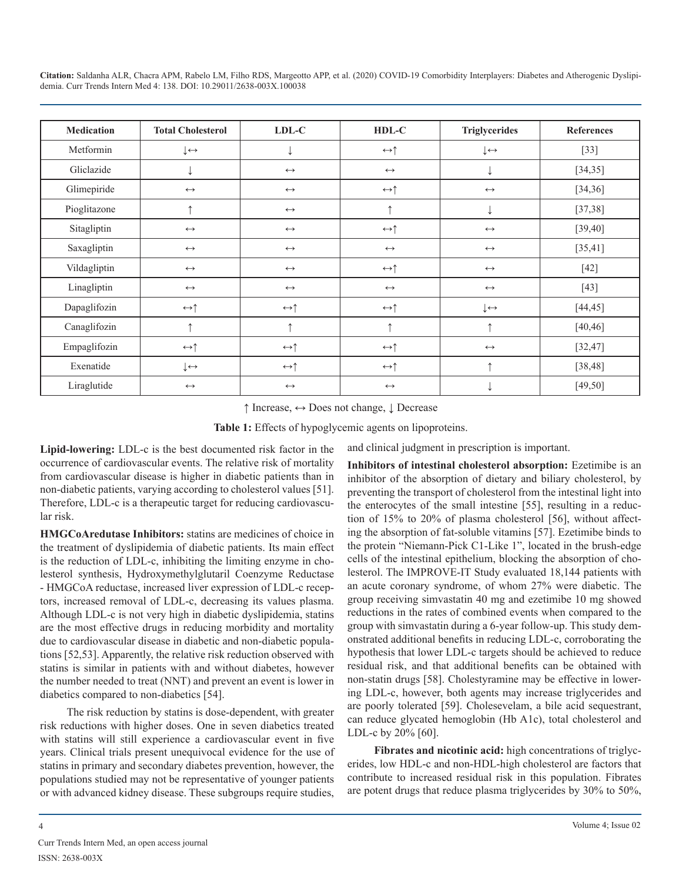| Medication | Total Cholesterol | LDL-C | HDL-C | Triglycerides | References |
| --- | --- | --- | --- | --- | --- |
| Metformin | ↓↔ | ↓ | ↔↑ | ↓↔ | [33] |
| Gliclazide | ↓ | ↔ | ↔ | ↓ | [34,35] |
| Glimepiride | ↔ | ↔ | ↔↑ | ↔ | [34,36] |
| Pioglitazone | ↑ | ↔ | ↑ | ↓ | [37,38] |
| Sitagliptin | ↔ | ↔ | ↔↑ | ↔ | [39,40] |
| Saxagliptin | ↔ | ↔ | ↔ | ↔ | [35,41] |
| Vildagliptin | ↔ | ↔ | ↔↑ | ↔ | [42] |
| Linagliptin | ↔ | ↔ | ↔ | ↔ | [43] |
| Dapaglifozin | ↔↑ | ↔↑ | ↔↑ | ↓↔ | [44,45] |
| Canaglifozin | ↑ | ↑ | ↑ | ↑ | [40,46] |
| Empaglifozin | ↔↑ | ↔↑ | ↔↑ | ↔ | [32,47] |
| Exenatide | ↓↔ | ↔↑ | ↔↑ | ↑ | [38,48] |
| Liraglutide | ↔ | ↔ | ↔ | ↓ | [49,50] |

↑ Increase, ↔ Does not change, ↓ Decrease

**Table 1:** Effects of hypoglycemic agents on lipoproteins.

**Lipid-lowering:** LDL-c is the best documented risk factor in the occurrence of cardiovascular events. The relative risk of mortality from cardiovascular disease is higher in diabetic patients than in non-diabetic patients, varying according to cholesterol values [51]. Therefore, LDL-c is a therapeutic target for reducing cardiovascular risk.

**HMGCoAredutase Inhibitors:** statins are medicines of choice in the treatment of dyslipidemia of diabetic patients. Its main effect is the reduction of LDL-c, inhibiting the limiting enzyme in cholesterol synthesis, Hydroxymethylglutaril Coenzyme Reductase - HMGCoA reductase, increased liver expression of LDL-c receptors, increased removal of LDL-c, decreasing its values plasma. Although LDL-c is not very high in diabetic dyslipidemia, statins are the most effective drugs in reducing morbidity and mortality due to cardiovascular disease in diabetic and non-diabetic populations [52,53]. Apparently, the relative risk reduction observed with statins is similar in patients with and without diabetes, however the number needed to treat (NNT) and prevent an event is lower in diabetics compared to non-diabetics [54].

The risk reduction by statins is dose-dependent, with greater risk reductions with higher doses. One in seven diabetics treated with statins will still experience a cardiovascular event in five years. Clinical trials present unequivocal evidence for the use of statins in primary and secondary diabetes prevention, however, the populations studied may not be representative of younger patients or with advanced kidney disease. These subgroups require studies, and clinical judgment in prescription is important.

**Inhibitors of intestinal cholesterol absorption:** Ezetimibe is an inhibitor of the absorption of dietary and biliary cholesterol, by preventing the transport of cholesterol from the intestinal light into the enterocytes of the small intestine [55], resulting in a reduction of 15% to 20% of plasma cholesterol [56], without affecting the absorption of fat-soluble vitamins [57]. Ezetimibe binds to the protein "Niemann-Pick C1-Like 1", located in the brush-edge cells of the intestinal epithelium, blocking the absorption of cholesterol. The IMPROVE-IT Study evaluated 18,144 patients with an acute coronary syndrome, of whom 27% were diabetic. The group receiving simvastatin 40 mg and ezetimibe 10 mg showed reductions in the rates of combined events when compared to the group with simvastatin during a 6-year follow-up. This study demonstrated additional benefits in reducing LDL-c, corroborating the hypothesis that lower LDL-c targets should be achieved to reduce residual risk, and that additional benefits can be obtained with non-statin drugs [58]. Cholestyramine may be effective in lowering LDL-c, however, both agents may increase triglycerides and are poorly tolerated [59]. Cholesevelam, a bile acid sequestrant, can reduce glycated hemoglobin (Hb A1c), total cholesterol and LDL-c by 20% [60].

**Fibrates and nicotinic acid:** high concentrations of triglycerides, low HDL-c and non-HDL-high cholesterol are factors that contribute to increased residual risk in this population. Fibrates are potent drugs that reduce plasma triglycerides by 30% to 50%,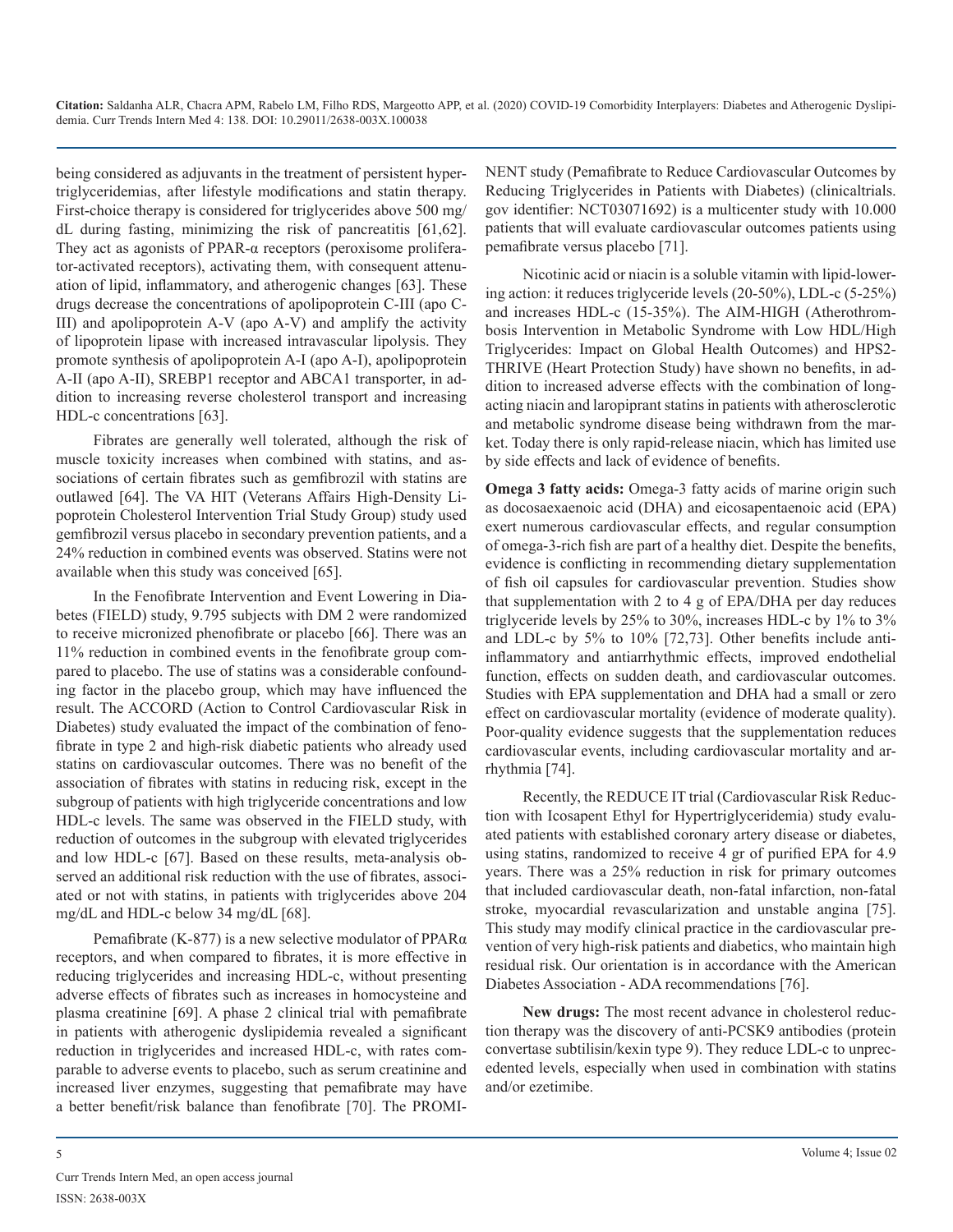being considered as adjuvants in the treatment of persistent hypertriglyceridemias, after lifestyle modifications and statin therapy. First-choice therapy is considered for triglycerides above 500 mg/dL during fasting, minimizing the risk of pancreatitis [61,62]. They act as agonists of PPAR-α receptors (peroxisome proliferator-activated receptors), activating them, with consequent attenuation of lipid, inflammatory, and atherogenic changes [63]. These drugs decrease the concentrations of apolipoprotein C-III (apo C-III) and apolipoprotein A-V (apo A-V) and amplify the activity of lipoprotein lipase with increased intravascular lipolysis. They promote synthesis of apolipoprotein A-I (apo A-I), apolipoprotein A-II (apo A-II), SREBP1 receptor and ABCA1 transporter, in addition to increasing reverse cholesterol transport and increasing HDL-c concentrations [63].

Fibrates are generally well tolerated, although the risk of muscle toxicity increases when combined with statins, and associations of certain fibrates such as gemfibrozil with statins are outlawed [64]. The VA HIT (Veterans Affairs High-Density Lipoprotein Cholesterol Intervention Trial Study Group) study used gemfibrozil versus placebo in secondary prevention patients, and a 24% reduction in combined events was observed. Statins were not available when this study was conceived [65].

In the Fenofibrate Intervention and Event Lowering in Diabetes (FIELD) study, 9.795 subjects with DM 2 were randomized to receive micronized phenofibrate or placebo [66]. There was an 11% reduction in combined events in the fenofibrate group compared to placebo. The use of statins was a considerable confounding factor in the placebo group, which may have influenced the result. The ACCORD (Action to Control Cardiovascular Risk in Diabetes) study evaluated the impact of the combination of fenofibrate in type 2 and high-risk diabetic patients who already used statins on cardiovascular outcomes. There was no benefit of the association of fibrates with statins in reducing risk, except in the subgroup of patients with high triglyceride concentrations and low HDL-c levels. The same was observed in the FIELD study, with reduction of outcomes in the subgroup with elevated triglycerides and low HDL-c [67]. Based on these results, meta-analysis observed an additional risk reduction with the use of fibrates, associated or not with statins, in patients with triglycerides above 204 mg/dL and HDL-c below 34 mg/dL [68].

Pemafibrate (K-877) is a new selective modulator of PPARα receptors, and when compared to fibrates, it is more effective in reducing triglycerides and increasing HDL-c, without presenting adverse effects of fibrates such as increases in homocysteine and plasma creatinine [69]. A phase 2 clinical trial with pemafibrate in patients with atherogenic dyslipidemia revealed a significant reduction in triglycerides and increased HDL-c, with rates comparable to adverse events to placebo, such as serum creatinine and increased liver enzymes, suggesting that pemafibrate may have a better benefit/risk balance than fenofibrate [70]. The PROMINENT study (Pemafibrate to Reduce Cardiovascular Outcomes by Reducing Triglycerides in Patients with Diabetes) (clinicaltrials.gov identifier: NCT03071692) is a multicenter study with 10.000 patients that will evaluate cardiovascular outcomes patients using pemafibrate versus placebo [71].

Nicotinic acid or niacin is a soluble vitamin with lipid-lowering action: it reduces triglyceride levels (20-50%), LDL-c (5-25%) and increases HDL-c (15-35%). The AIM-HIGH (Atherothrombosis Intervention in Metabolic Syndrome with Low HDL/High Triglycerides: Impact on Global Health Outcomes) and HPS2-THRIVE (Heart Protection Study) have shown no benefits, in addition to increased adverse effects with the combination of long-acting niacin and laropiprant statins in patients with atherosclerotic and metabolic syndrome disease being withdrawn from the market. Today there is only rapid-release niacin, which has limited use by side effects and lack of evidence of benefits.

**Omega 3 fatty acids:** Omega-3 fatty acids of marine origin such as docosaexaenoic acid (DHA) and eicosapentaenoic acid (EPA) exert numerous cardiovascular effects, and regular consumption of omega-3-rich fish are part of a healthy diet. Despite the benefits, evidence is conflicting in recommending dietary supplementation of fish oil capsules for cardiovascular prevention. Studies show that supplementation with 2 to 4 g of EPA/DHA per day reduces triglyceride levels by 25% to 30%, increases HDL-c by 1% to 3% and LDL-c by 5% to 10% [72,73]. Other benefits include anti-inflammatory and antiarrhythmic effects, improved endothelial function, effects on sudden death, and cardiovascular outcomes. Studies with EPA supplementation and DHA had a small or zero effect on cardiovascular mortality (evidence of moderate quality). Poor-quality evidence suggests that the supplementation reduces cardiovascular events, including cardiovascular mortality and arrhythmia [74].

Recently, the REDUCE IT trial (Cardiovascular Risk Reduction with Icosapent Ethyl for Hypertriglyceridemia) study evaluated patients with established coronary artery disease or diabetes, using statins, randomized to receive 4 gr of purified EPA for 4.9 years. There was a 25% reduction in risk for primary outcomes that included cardiovascular death, non-fatal infarction, non-fatal stroke, myocardial revascularization and unstable angina [75]. This study may modify clinical practice in the cardiovascular prevention of very high-risk patients and diabetics, who maintain high residual risk. Our orientation is in accordance with the American Diabetes Association - ADA recommendations [76].

**New drugs:** The most recent advance in cholesterol reduction therapy was the discovery of anti-PCSK9 antibodies (protein convertase subtilisin/kexin type 9). They reduce LDL-c to unprecedented levels, especially when used in combination with statins and/or ezetimibe.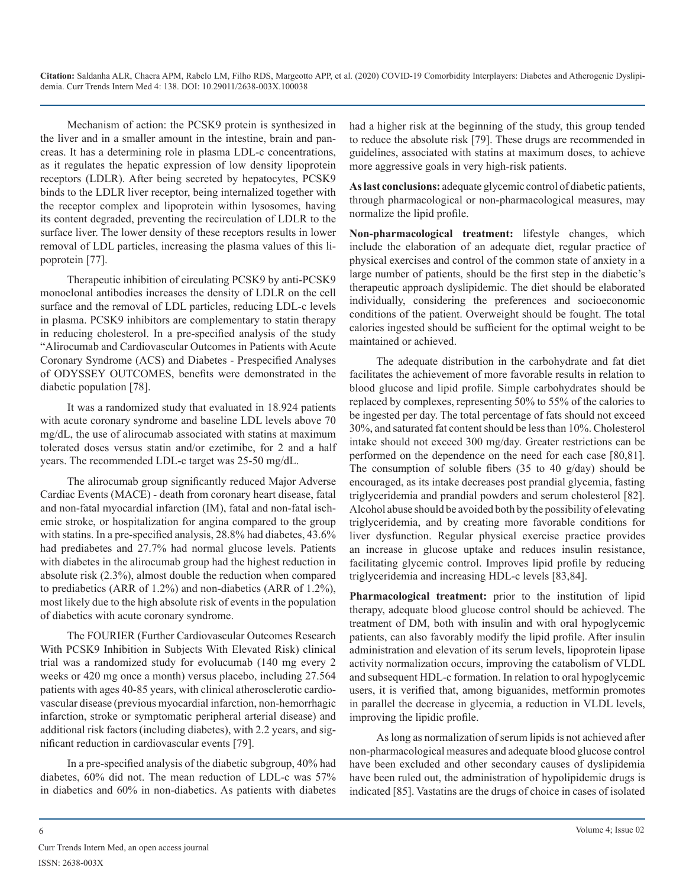Mechanism of action: the PCSK9 protein is synthesized in the liver and in a smaller amount in the intestine, brain and pancreas. It has a determining role in plasma LDL-c concentrations, as it regulates the hepatic expression of low density lipoprotein receptors (LDLR). After being secreted by hepatocytes, PCSK9 binds to the LDLR liver receptor, being internalized together with the receptor complex and lipoprotein within lysosomes, having its content degraded, preventing the recirculation of LDLR to the surface liver. The lower density of these receptors results in lower removal of LDL particles, increasing the plasma values of this lipoprotein [77].

Therapeutic inhibition of circulating PCSK9 by anti-PCSK9 monoclonal antibodies increases the density of LDLR on the cell surface and the removal of LDL particles, reducing LDL-c levels in plasma. PCSK9 inhibitors are complementary to statin therapy in reducing cholesterol. In a pre-specified analysis of the study "Alirocumab and Cardiovascular Outcomes in Patients with Acute Coronary Syndrome (ACS) and Diabetes - Prespecified Analyses of ODYSSEY OUTCOMES, benefits were demonstrated in the diabetic population [78].

It was a randomized study that evaluated in 18.924 patients with acute coronary syndrome and baseline LDL levels above 70 mg/dL, the use of alirocumab associated with statins at maximum tolerated doses versus statin and/or ezetimibe, for 2 and a half years. The recommended LDL-c target was 25-50 mg/dL.

The alirocumab group significantly reduced Major Adverse Cardiac Events (MACE) - death from coronary heart disease, fatal and non-fatal myocardial infarction (IM), fatal and non-fatal ischemic stroke, or hospitalization for angina compared to the group with statins. In a pre-specified analysis, 28.8% had diabetes, 43.6% had prediabetes and 27.7% had normal glucose levels. Patients with diabetes in the alirocumab group had the highest reduction in absolute risk (2.3%), almost double the reduction when compared to prediabetics (ARR of 1.2%) and non-diabetics (ARR of 1.2%), most likely due to the high absolute risk of events in the population of diabetics with acute coronary syndrome.

The FOURIER (Further Cardiovascular Outcomes Research With PCSK9 Inhibition in Subjects With Elevated Risk) clinical trial was a randomized study for evolucumab (140 mg every 2 weeks or 420 mg once a month) versus placebo, including 27.564 patients with ages 40-85 years, with clinical atherosclerotic cardiovascular disease (previous myocardial infarction, non-hemorrhagic infarction, stroke or symptomatic peripheral arterial disease) and additional risk factors (including diabetes), with 2.2 years, and significant reduction in cardiovascular events [79].

In a pre-specified analysis of the diabetic subgroup, 40% had diabetes, 60% did not. The mean reduction of LDL-c was 57% in diabetics and 60% in non-diabetics. As patients with diabetes had a higher risk at the beginning of the study, this group tended to reduce the absolute risk [79]. These drugs are recommended in guidelines, associated with statins at maximum doses, to achieve more aggressive goals in very high-risk patients.

**As last conclusions:** adequate glycemic control of diabetic patients, through pharmacological or non-pharmacological measures, may normalize the lipid profile.

**Non-pharmacological treatment:** lifestyle changes, which include the elaboration of an adequate diet, regular practice of physical exercises and control of the common state of anxiety in a large number of patients, should be the first step in the diabetic's therapeutic approach dyslipidemic. The diet should be elaborated individually, considering the preferences and socioeconomic conditions of the patient. Overweight should be fought. The total calories ingested should be sufficient for the optimal weight to be maintained or achieved.

The adequate distribution in the carbohydrate and fat diet facilitates the achievement of more favorable results in relation to blood glucose and lipid profile. Simple carbohydrates should be replaced by complexes, representing 50% to 55% of the calories to be ingested per day. The total percentage of fats should not exceed 30%, and saturated fat content should be less than 10%. Cholesterol intake should not exceed 300 mg/day. Greater restrictions can be performed on the dependence on the need for each case [80,81]. The consumption of soluble fibers (35 to 40 g/day) should be encouraged, as its intake decreases post prandial glycemia, fasting triglyceridemia and prandial powders and serum cholesterol [82]. Alcohol abuse should be avoided both by the possibility of elevating triglyceridemia, and by creating more favorable conditions for liver dysfunction. Regular physical exercise practice provides an increase in glucose uptake and reduces insulin resistance, facilitating glycemic control. Improves lipid profile by reducing triglyceridemia and increasing HDL-c levels [83,84].

**Pharmacological treatment:** prior to the institution of lipid therapy, adequate blood glucose control should be achieved. The treatment of DM, both with insulin and with oral hypoglycemic patients, can also favorably modify the lipid profile. After insulin administration and elevation of its serum levels, lipoprotein lipase activity normalization occurs, improving the catabolism of VLDL and subsequent HDL-c formation. In relation to oral hypoglycemic users, it is verified that, among biguanides, metformin promotes in parallel the decrease in glycemia, a reduction in VLDL levels, improving the lipidic profile.

As long as normalization of serum lipids is not achieved after non-pharmacological measures and adequate blood glucose control have been excluded and other secondary causes of dyslipidemia have been ruled out, the administration of hypolipidemic drugs is indicated [85]. Vastatins are the drugs of choice in cases of isolated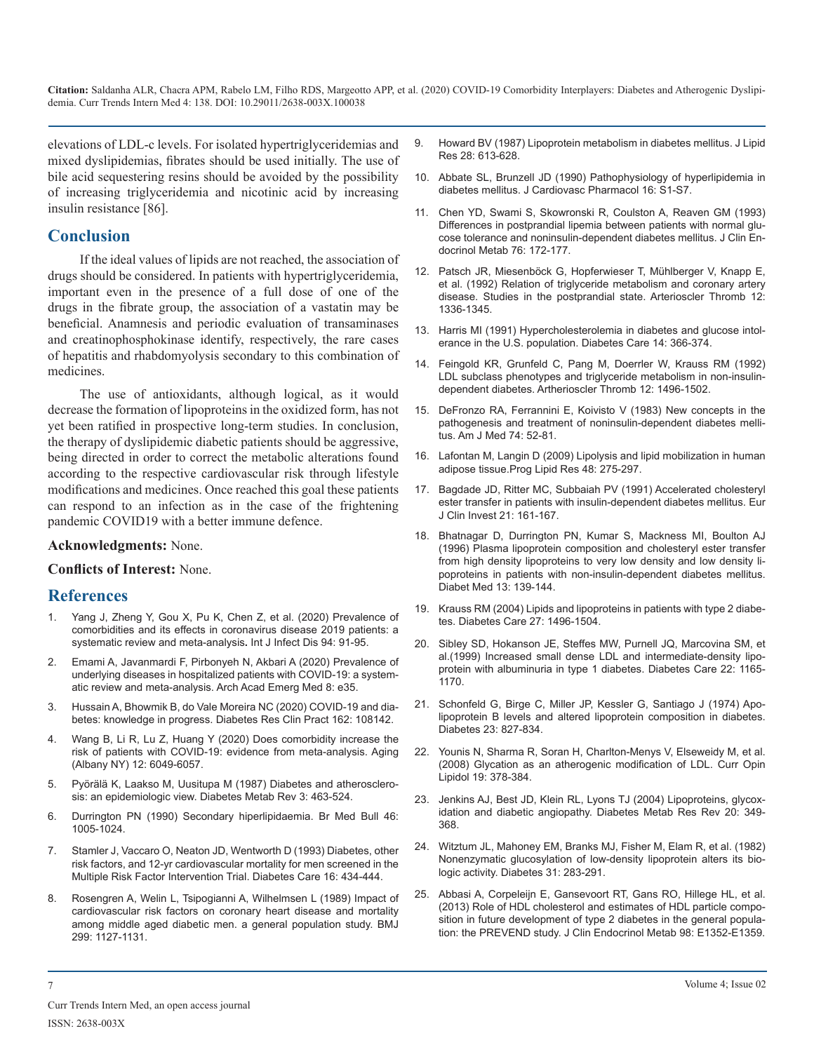elevations of LDL-c levels. For isolated hypertriglyceridemias and mixed dyslipidemias, fibrates should be used initially. The use of bile acid sequestering resins should be avoided by the possibility of increasing triglyceridemia and nicotinic acid by increasing insulin resistance [86].

## Conclusion

If the ideal values of lipids are not reached, the association of drugs should be considered. In patients with hypertriglyceridemia, important even in the presence of a full dose of one of the drugs in the fibrate group, the association of a vastatin may be beneficial. Anamnesis and periodic evaluation of transaminases and creatinophosphokinase identify, respectively, the rare cases of hepatitis and rhabdomyolysis secondary to this combination of medicines.

The use of antioxidants, although logical, as it would decrease the formation of lipoproteins in the oxidized form, has not yet been ratified in prospective long-term studies. In conclusion, the therapy of dyslipidemic diabetic patients should be aggressive, being directed in order to correct the metabolic alterations found according to the respective cardiovascular risk through lifestyle modifications and medicines. Once reached this goal these patients can respond to an infection as in the case of the frightening pandemic COVID19 with a better immune defence.

**Acknowledgments:** None.

**Conflicts of Interest:** None.

## References

1. Yang J, Zheng Y, Gou X, Pu K, Chen Z, et al. (2020) Prevalence of comorbidities and its effects in coronavirus disease 2019 patients: a systematic review and meta-analysis. Int J Infect Dis 94: 91-95.
2. Emami A, Javanmardi F, Pirbonyeh N, Akbari A (2020) Prevalence of underlying diseases in hospitalized patients with COVID-19: a systematic review and meta-analysis. Arch Acad Emerg Med 8: e35.
3. Hussain A, Bhowmik B, do Vale Moreira NC (2020) COVID-19 and diabetes: knowledge in progress. Diabetes Res Clin Pract 162: 108142.
4. Wang B, Li R, Lu Z, Huang Y (2020) Does comorbidity increase the risk of patients with COVID-19: evidence from meta-analysis. Aging (Albany NY) 12: 6049-6057.
5. Pyörälä K, Laakso M, Uusitupa M (1987) Diabetes and atherosclerosis: an epidemiologic view. Diabetes Metab Rev 3: 463-524.
6. Durrington PN (1990) Secondary hiperlipidaemia. Br Med Bull 46: 1005-1024.
7. Stamler J, Vaccaro O, Neaton JD, Wentworth D (1993) Diabetes, other risk factors, and 12-yr cardiovascular mortality for men screened in the Multiple Risk Factor Intervention Trial. Diabetes Care 16: 434-444.
8. Rosengren A, Welin L, Tsipogianni A, Wilhelmsen L (1989) Impact of cardiovascular risk factors on coronary heart disease and mortality among middle aged diabetic men. a general population study. BMJ 299: 1127-1131.
9. Howard BV (1987) Lipoprotein metabolism in diabetes mellitus. J Lipid Res 28: 613-628.
10. Abbate SL, Brunzell JD (1990) Pathophysiology of hyperlipidemia in diabetes mellitus. J Cardiovasc Pharmacol 16: S1-S7.
11. Chen YD, Swami S, Skowronski R, Coulston A, Reaven GM (1993) Differences in postprandial lipemia between patients with normal glucose tolerance and noninsulin-dependent diabetes mellitus. J Clin Endocrinol Metab 76: 172-177.
12. Patsch JR, Miesenböck G, Hopferwieser T, Mühlberger V, Knapp E, et al. (1992) Relation of triglyceride metabolism and coronary artery disease. Studies in the postprandial state. Arterioscler Thromb 12: 1336-1345.
13. Harris MI (1991) Hypercholesterolemia in diabetes and glucose intolerance in the U.S. population. Diabetes Care 14: 366-374.
14. Feingold KR, Grunfeld C, Pang M, Doerrler W, Krauss RM (1992) LDL subclass phenotypes and triglyceride metabolism in non-insulin-dependent diabetes. Artherioscler Thromb 12: 1496-1502.
15. DeFronzo RA, Ferrannini E, Koivisto V (1983) New concepts in the pathogenesis and treatment of noninsulin-dependent diabetes mellitus. Am J Med 74: 52-81.
16. Lafontan M, Langin D (2009) Lipolysis and lipid mobilization in human adipose tissue.Prog Lipid Res 48: 275-297.
17. Bagdade JD, Ritter MC, Subbaiah PV (1991) Accelerated cholesteryl ester transfer in patients with insulin-dependent diabetes mellitus. Eur J Clin Invest 21: 161-167.
18. Bhatnagar D, Durrington PN, Kumar S, Mackness MI, Boulton AJ (1996) Plasma lipoprotein composition and cholesteryl ester transfer from high density lipoproteins to very low density and low density lipoproteins in patients with non-insulin-dependent diabetes mellitus. Diabet Med 13: 139-144.
19. Krauss RM (2004) Lipids and lipoproteins in patients with type 2 diabetes. Diabetes Care 27: 1496-1504.
20. Sibley SD, Hokanson JE, Steffes MW, Purnell JQ, Marcovina SM, et al.(1999) Increased small dense LDL and intermediate-density lipoprotein with albuminuria in type 1 diabetes. Diabetes Care 22: 1165-1170.
21. Schonfeld G, Birge C, Miller JP, Kessler G, Santiago J (1974) Apolipoprotein B levels and altered lipoprotein composition in diabetes. Diabetes 23: 827-834.
22. Younis N, Sharma R, Soran H, Charlton-Menys V, Elseweidy M, et al. (2008) Glycation as an atherogenic modification of LDL. Curr Opin Lipidol 19: 378-384.
23. Jenkins AJ, Best JD, Klein RL, Lyons TJ (2004) Lipoproteins, glycoxidation and diabetic angiopathy. Diabetes Metab Res Rev 20: 349-368.
24. Witztum JL, Mahoney EM, Branks MJ, Fisher M, Elam R, et al. (1982) Nonenzymatic glucosylation of low-density lipoprotein alters its biologic activity. Diabetes 31: 283-291.
25. Abbasi A, Corpeleijn E, Gansevoort RT, Gans RO, Hillege HL, et al. (2013) Role of HDL cholesterol and estimates of HDL particle composition in future development of type 2 diabetes in the general population: the PREVEND study. J Clin Endocrinol Metab 98: E1352-E1359.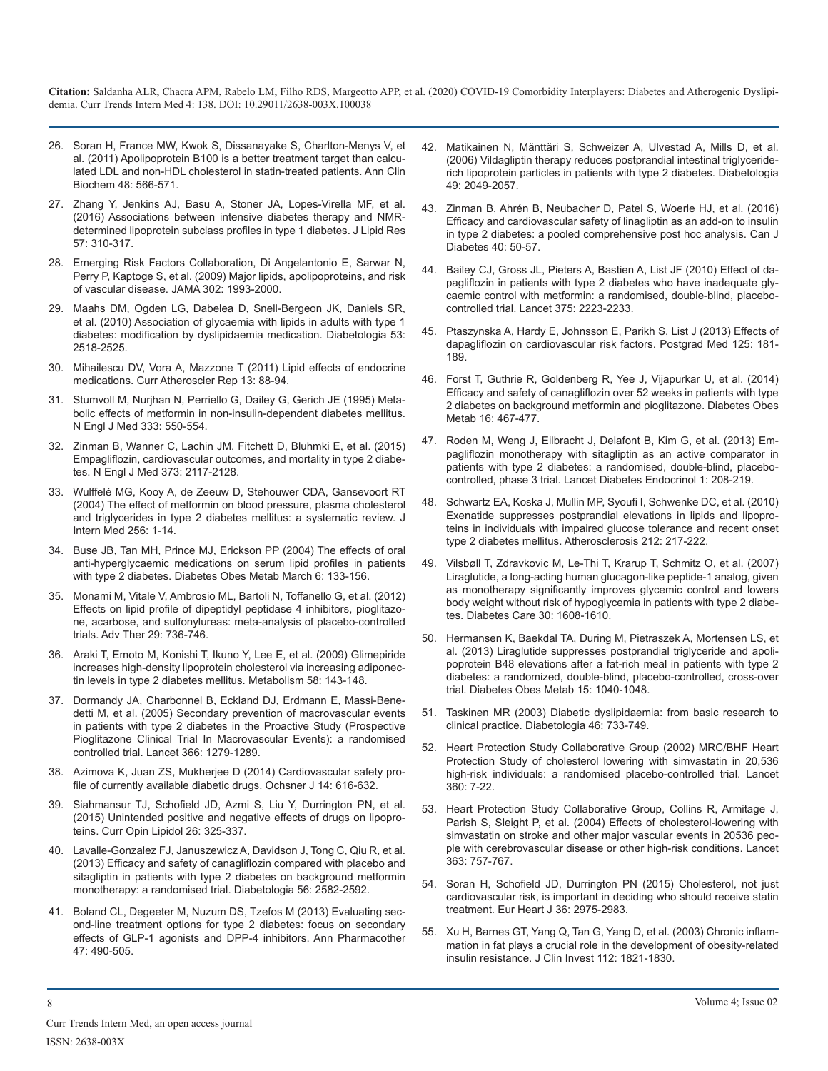26. Soran H, France MW, Kwok S, Dissanayake S, Charlton-Menys V, et al. (2011) Apolipoprotein B100 is a better treatment target than calculated LDL and non-HDL cholesterol in statin-treated patients. Ann Clin Biochem 48: 566-571.

27. Zhang Y, Jenkins AJ, Basu A, Stoner JA, Lopes-Virella MF, et al. (2016) Associations between intensive diabetes therapy and NMR-determined lipoprotein subclass profiles in type 1 diabetes. J Lipid Res 57: 310-317.

28. Emerging Risk Factors Collaboration, Di Angelantonio E, Sarwar N, Perry P, Kaptoge S, et al. (2009) Major lipids, apolipoproteins, and risk of vascular disease. JAMA 302: 1993-2000.

29. Maahs DM, Ogden LG, Dabelea D, Snell-Bergeon JK, Daniels SR, et al. (2010) Association of glycaemia with lipids in adults with type 1 diabetes: modification by dyslipidaemia medication. Diabetologia 53: 2518-2525.

30. Mihailescu DV, Vora A, Mazzone T (2011) Lipid effects of endocrine medications. Curr Atheroscler Rep 13: 88-94.

31. Stumvoll M, Nurjhan N, Perriello G, Dailey G, Gerich JE (1995) Metabolic effects of metformin in non-insulin-dependent diabetes mellitus. N Engl J Med 333: 550-554.

32. Zinman B, Wanner C, Lachin JM, Fitchett D, Bluhmki E, et al. (2015) Empagliflozin, cardiovascular outcomes, and mortality in type 2 diabetes. N Engl J Med 373: 2117-2128.

33. Wulffelé MG, Kooy A, de Zeeuw D, Stehouwer CDA, Gansevoort RT (2004) The effect of metformin on blood pressure, plasma cholesterol and triglycerides in type 2 diabetes mellitus: a systematic review. J Intern Med 256: 1-14.

34. Buse JB, Tan MH, Prince MJ, Erickson PP (2004) The effects of oral anti-hyperglycaemic medications on serum lipid profiles in patients with type 2 diabetes. Diabetes Obes Metab March 6: 133-156.

35. Monami M, Vitale V, Ambrosio ML, Bartoli N, Toffanello G, et al. (2012) Effects on lipid profile of dipeptidyl peptidase 4 inhibitors, pioglitazone, acarbose, and sulfonylureas: meta-analysis of placebo-controlled trials. Adv Ther 29: 736-746.

36. Araki T, Emoto M, Konishi T, Ikuno Y, Lee E, et al. (2009) Glimepiride increases high-density lipoprotein cholesterol via increasing adiponectin levels in type 2 diabetes mellitus. Metabolism 58: 143-148.

37. Dormandy JA, Charbonnel B, Eckland DJ, Erdmann E, Massi-Benedetti M, et al. (2005) Secondary prevention of macrovascular events in patients with type 2 diabetes in the Proactive Study (Prospective Pioglitazone Clinical Trial In Macrovascular Events): a randomised controlled trial. Lancet 366: 1279-1289.

38. Azimova K, Juan ZS, Mukherjee D (2014) Cardiovascular safety profile of currently available diabetic drugs. Ochsner J 14: 616-632.

39. Siahmansur TJ, Schofield JD, Azmi S, Liu Y, Durrington PN, et al. (2015) Unintended positive and negative effects of drugs on lipoproteins. Curr Opin Lipidol 26: 325-337.

40. Lavalle-Gonzalez FJ, Januszewicz A, Davidson J, Tong C, Qiu R, et al. (2013) Efficacy and safety of canagliflozin compared with placebo and sitagliptin in patients with type 2 diabetes on background metformin monotherapy: a randomised trial. Diabetologia 56: 2582-2592.

41. Boland CL, Degeeter M, Nuzum DS, Tzefos M (2013) Evaluating second-line treatment options for type 2 diabetes: focus on secondary effects of GLP-1 agonists and DPP-4 inhibitors. Ann Pharmacother 47: 490-505.

42. Matikainen N, Mänttäri S, Schweizer A, Ulvestad A, Mills D, et al. (2006) Vildagliptin therapy reduces postprandial intestinal triglyceride-rich lipoprotein particles in patients with type 2 diabetes. Diabetologia 49: 2049-2057.

43. Zinman B, Ahrén B, Neubacher D, Patel S, Woerle HJ, et al. (2016) Efficacy and cardiovascular safety of linagliptin as an add-on to insulin in type 2 diabetes: a pooled comprehensive post hoc analysis. Can J Diabetes 40: 50-57.

44. Bailey CJ, Gross JL, Pieters A, Bastien A, List JF (2010) Effect of dapagliflozin in patients with type 2 diabetes who have inadequate glycaemic control with metformin: a randomised, double-blind, placebo-controlled trial. Lancet 375: 2223-2233.

45. Ptaszynska A, Hardy E, Johnsson E, Parikh S, List J (2013) Effects of dapagliflozin on cardiovascular risk factors. Postgrad Med 125: 181-189.

46. Forst T, Guthrie R, Goldenberg R, Yee J, Vijapurkar U, et al. (2014) Efficacy and safety of canagliflozin over 52 weeks in patients with type 2 diabetes on background metformin and pioglitazone. Diabetes Obes Metab 16: 467-477.

47. Roden M, Weng J, Eilbracht J, Delafont B, Kim G, et al. (2013) Empagliflozin monotherapy with sitagliptin as an active comparator in patients with type 2 diabetes: a randomised, double-blind, placebo-controlled, phase 3 trial. Lancet Diabetes Endocrinol 1: 208-219.

48. Schwartz EA, Koska J, Mullin MP, Syoufi I, Schwenke DC, et al. (2010) Exenatide suppresses postprandial elevations in lipids and lipoproteins in individuals with impaired glucose tolerance and recent onset type 2 diabetes mellitus. Atherosclerosis 212: 217-222.

49. Vilsbøll T, Zdravkovic M, Le-Thi T, Krarup T, Schmitz O, et al. (2007) Liraglutide, a long-acting human glucagon-like peptide-1 analog, given as monotherapy significantly improves glycemic control and lowers body weight without risk of hypoglycemia in patients with type 2 diabetes. Diabetes Care 30: 1608-1610.

50. Hermansen K, Baekdal TA, During M, Pietraszek A, Mortensen LS, et al. (2013) Liraglutide suppresses postprandial triglyceride and apolipoprotein B48 elevations after a fat-rich meal in patients with type 2 diabetes: a randomized, double-blind, placebo-controlled, cross-over trial. Diabetes Obes Metab 15: 1040-1048.

51. Taskinen MR (2003) Diabetic dyslipidaemia: from basic research to clinical practice. Diabetologia 46: 733-749.

52. Heart Protection Study Collaborative Group (2002) MRC/BHF Heart Protection Study of cholesterol lowering with simvastatin in 20,536 high-risk individuals: a randomised placebo-controlled trial. Lancet 360: 7-22.

53. Heart Protection Study Collaborative Group, Collins R, Armitage J, Parish S, Sleight P, et al. (2004) Effects of cholesterol-lowering with simvastatin on stroke and other major vascular events in 20536 people with cerebrovascular disease or other high-risk conditions. Lancet 363: 757-767.

54. Soran H, Schofield JD, Durrington PN (2015) Cholesterol, not just cardiovascular risk, is important in deciding who should receive statin treatment. Eur Heart J 36: 2975-2983.

55. Xu H, Barnes GT, Yang Q, Tan G, Yang D, et al. (2003) Chronic inflammation in fat plays a crucial role in the development of obesity-related insulin resistance. J Clin Invest 112: 1821-1830.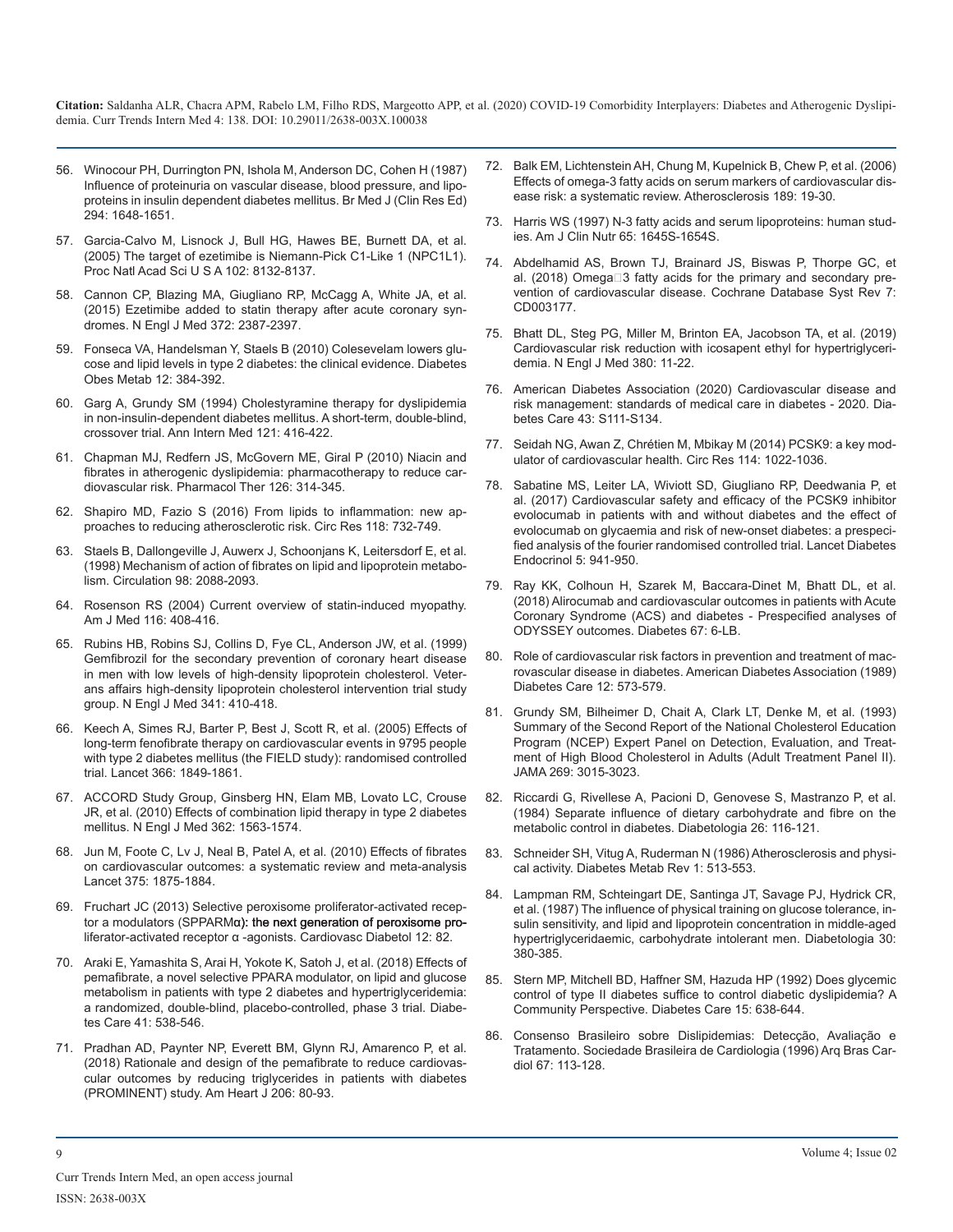56. Winocour PH, Durrington PN, Ishola M, Anderson DC, Cohen H (1987) Influence of proteinuria on vascular disease, blood pressure, and lipoproteins in insulin dependent diabetes mellitus. Br Med J (Clin Res Ed) 294: 1648-1651.

57. Garcia-Calvo M, Lisnock J, Bull HG, Hawes BE, Burnett DA, et al. (2005) The target of ezetimibe is Niemann-Pick C1-Like 1 (NPC1L1). Proc Natl Acad Sci U S A 102: 8132-8137.

58. Cannon CP, Blazing MA, Giugliano RP, McCagg A, White JA, et al. (2015) Ezetimibe added to statin therapy after acute coronary syndromes. N Engl J Med 372: 2387-2397.

59. Fonseca VA, Handelsman Y, Staels B (2010) Colesevelam lowers glucose and lipid levels in type 2 diabetes: the clinical evidence. Diabetes Obes Metab 12: 384-392.

60. Garg A, Grundy SM (1994) Cholestyramine therapy for dyslipidemia in non-insulin-dependent diabetes mellitus. A short-term, double-blind, crossover trial. Ann Intern Med 121: 416-422.

61. Chapman MJ, Redfern JS, McGovern ME, Giral P (2010) Niacin and fibrates in atherogenic dyslipidemia: pharmacotherapy to reduce cardiovascular risk. Pharmacol Ther 126: 314-345.

62. Shapiro MD, Fazio S (2016) From lipids to inflammation: new approaches to reducing atherosclerotic risk. Circ Res 118: 732-749.

63. Staels B, Dallongeville J, Auwerx J, Schoonjans K, Leitersdorf E, et al. (1998) Mechanism of action of fibrates on lipid and lipoprotein metabolism. Circulation 98: 2088-2093.

64. Rosenson RS (2004) Current overview of statin-induced myopathy. Am J Med 116: 408-416.

65. Rubins HB, Robins SJ, Collins D, Fye CL, Anderson JW, et al. (1999) Gemfibrozil for the secondary prevention of coronary heart disease in men with low levels of high-density lipoprotein cholesterol. Veterans affairs high-density lipoprotein cholesterol intervention trial study group. N Engl J Med 341: 410-418.

66. Keech A, Simes RJ, Barter P, Best J, Scott R, et al. (2005) Effects of long-term fenofibrate therapy on cardiovascular events in 9795 people with type 2 diabetes mellitus (the FIELD study): randomised controlled trial. Lancet 366: 1849-1861.

67. ACCORD Study Group, Ginsberg HN, Elam MB, Lovato LC, Crouse JR, et al. (2010) Effects of combination lipid therapy in type 2 diabetes mellitus. N Engl J Med 362: 1563-1574.

68. Jun M, Foote C, Lv J, Neal B, Patel A, et al. (2010) Effects of fibrates on cardiovascular outcomes: a systematic review and meta-analysis Lancet 375: 1875-1884.

69. Fruchart JC (2013) Selective peroxisome proliferator-activated receptor a modulators (SPPARMα): the next generation of peroxisome proliferator-activated receptor α -agonists. Cardiovasc Diabetol 12: 82.

70. Araki E, Yamashita S, Arai H, Yokote K, Satoh J, et al. (2018) Effects of pemafibrate, a novel selective PPARA modulator, on lipid and glucose metabolism in patients with type 2 diabetes and hypertriglyceridemia: a randomized, double-blind, placebo-controlled, phase 3 trial. Diabetes Care 41: 538-546.

71. Pradhan AD, Paynter NP, Everett BM, Glynn RJ, Amarenco P, et al. (2018) Rationale and design of the pemafibrate to reduce cardiovascular outcomes by reducing triglycerides in patients with diabetes (PROMINENT) study. Am Heart J 206: 80-93.

72. Balk EM, Lichtenstein AH, Chung M, Kupelnick B, Chew P, et al. (2006) Effects of omega-3 fatty acids on serum markers of cardiovascular disease risk: a systematic review. Atherosclerosis 189: 19-30.

73. Harris WS (1997) N-3 fatty acids and serum lipoproteins: human studies. Am J Clin Nutr 65: 1645S-1654S.

74. Abdelhamid AS, Brown TJ, Brainard JS, Biswas P, Thorpe GC, et al. (2018) Omega3 fatty acids for the primary and secondary prevention of cardiovascular disease. Cochrane Database Syst Rev 7: CD003177.

75. Bhatt DL, Steg PG, Miller M, Brinton EA, Jacobson TA, et al. (2019) Cardiovascular risk reduction with icosapent ethyl for hypertriglyceridemia. N Engl J Med 380: 11-22.

76. American Diabetes Association (2020) Cardiovascular disease and risk management: standards of medical care in diabetes - 2020. Diabetes Care 43: S111-S134.

77. Seidah NG, Awan Z, Chrétien M, Mbikay M (2014) PCSK9: a key modulator of cardiovascular health. Circ Res 114: 1022-1036.

78. Sabatine MS, Leiter LA, Wiviott SD, Giugliano RP, Deedwania P, et al. (2017) Cardiovascular safety and efficacy of the PCSK9 inhibitor evolocumab in patients with and without diabetes and the effect of evolocumab on glycaemia and risk of new-onset diabetes: a prespecified analysis of the fourier randomised controlled trial. Lancet Diabetes Endocrinol 5: 941-950.

79. Ray KK, Colhoun H, Szarek M, Baccara-Dinet M, Bhatt DL, et al. (2018) Alirocumab and cardiovascular outcomes in patients with Acute Coronary Syndrome (ACS) and diabetes - Prespecified analyses of ODYSSEY outcomes. Diabetes 67: 6-LB.

80. Role of cardiovascular risk factors in prevention and treatment of macrovascular disease in diabetes. American Diabetes Association (1989) Diabetes Care 12: 573-579.

81. Grundy SM, Bilheimer D, Chait A, Clark LT, Denke M, et al. (1993) Summary of the Second Report of the National Cholesterol Education Program (NCEP) Expert Panel on Detection, Evaluation, and Treatment of High Blood Cholesterol in Adults (Adult Treatment Panel II). JAMA 269: 3015-3023.

82. Riccardi G, Rivellese A, Pacioni D, Genovese S, Mastranzo P, et al. (1984) Separate influence of dietary carbohydrate and fibre on the metabolic control in diabetes. Diabetologia 26: 116-121.

83. Schneider SH, Vitug A, Ruderman N (1986) Atherosclerosis and physical activity. Diabetes Metab Rev 1: 513-553.

84. Lampman RM, Schteingart DE, Santinga JT, Savage PJ, Hydrick CR, et al. (1987) The influence of physical training on glucose tolerance, insulin sensitivity, and lipid and lipoprotein concentration in middle-aged hypertriglyceridaemic, carbohydrate intolerant men. Diabetologia 30: 380-385.

85. Stern MP, Mitchell BD, Haffner SM, Hazuda HP (1992) Does glycemic control of type II diabetes suffice to control diabetic dyslipidemia? A Community Perspective. Diabetes Care 15: 638-644.

86. Consenso Brasileiro sobre Dislipidemias: Detecção, Avaliação e Tratamento. Sociedade Brasileira de Cardiologia (1996) Arq Bras Cardiol 67: 113-128.